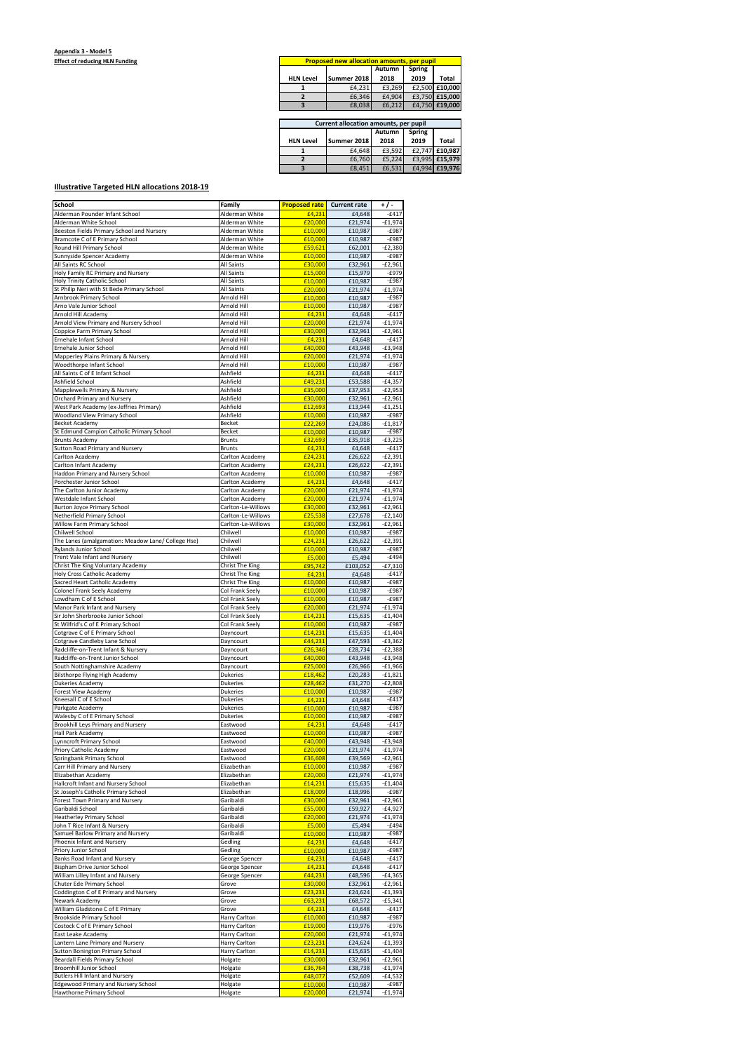**Appendix 3 - Model 5**

**Effect of reducing HLN Funding**

| Proposed new allocation amounts, per pupil | | | | |
|---|---|---|---|---|
| HLN Level | Summer 2018 | Autumn 2018 | Spring 2019 | Total |
| 1 | £4,231 | £3,269 | £2,500 | £10,000 |
| 2 | £6,346 | £4,904 | £3,750 | £15,000 |
| 3 | £8,038 | £6,212 | £4,750 | £19,000 |

| Current allocation amounts, per pupil | | | | |
|---|---|---|---|---|
| HLN Level | Summer 2018 | Autumn 2018 | Spring 2019 | Total |
| 1 | £4,648 | £3,592 | £2,747 | £10,987 |
| 2 | £6,760 | £5,224 | £3,995 | £15,979 |
| 3 | £8,451 | £6,531 | £4,994 | £19,976 |

**Illustrative Targeted HLN allocations 2018-19**

| School | Family | Proposed rate | Current rate | + / - |
|---|---|---|---|---|
| Alderman Pounder Infant School | Alderman White | £4,231 | £4,648 | -£417 |
| Alderman White School | Alderman White | £20,000 | £21,974 | -£1,974 |
| Beeston Fields Primary School and Nursery | Alderman White | £10,000 | £10,987 | -£987 |
| Bramcote C of E Primary School | Alderman White | £10,000 | £10,987 | -£987 |
| Round Hill Primary School | Alderman White | £59,621 | £62,001 | -£2,380 |
| Sunnyside Spencer Academy | Alderman White | £10,000 | £10,987 | -£987 |
| All Saints RC School | All Saints | £30,000 | £32,961 | -£2,961 |
| Holy Family RC Primary and Nursery | All Saints | £15,000 | £15,979 | -£979 |
| Holy Trinity Catholic School | All Saints | £10,000 | £10,987 | -£987 |
| St Philip Neri with St Bede Primary School | All Saints | £20,000 | £21,974 | -£1,974 |
| Arnbrook Primary School | Arnold Hill | £10,000 | £10,987 | -£987 |
| Arno Vale Junior School | Arnold Hill | £10,000 | £10,987 | -£987 |
| Arnold Hill Academy | Arnold Hill | £4,231 | £4,648 | -£417 |
| Arnold View Primary and Nursery School | Arnold Hill | £20,000 | £21,974 | -£1,974 |
| Coppice Farm Primary School | Arnold Hill | £30,000 | £32,961 | -£2,961 |
| Ernehale Infant School | Arnold Hill | £4,231 | £4,648 | -£417 |
| Ernehale Junior School | Arnold Hill | £40,000 | £43,948 | -£3,948 |
| Mapperley Plains Primary & Nursery | Arnold Hill | £20,000 | £21,974 | -£1,974 |
| Woodthorpe Infant School | Arnold Hill | £10,000 | £10,987 | -£987 |
| All Saints C of E Infant School | Ashfield | £4,231 | £4,648 | -£417 |
| Ashfield School | Ashfield | £49,231 | £53,588 | -£4,357 |
| Mapplewells Primary & Nursery | Ashfield | £35,000 | £37,953 | -£2,953 |
| Orchard Primary and Nursery | Ashfield | £30,000 | £32,961 | -£2,961 |
| West Park Academy (ex-Jeffries Primary) | Ashfield | £12,693 | £13,944 | -£1,251 |
| Woodland View Primary School | Ashfield | £10,000 | £10,987 | -£987 |
| Becket Academy | Becket | £22,269 | £24,086 | -£1,817 |
| St Edmund Campion Catholic Primary School | Becket | £10,000 | £10,987 | -£987 |
| Brunts Academy | Brunts | £32,693 | £35,918 | -£3,225 |
| Sutton Road Primary and Nursery | Brunts | £4,231 | £4,648 | -£417 |
| Carlton Academy | Carlton Academy | £24,231 | £26,622 | -£2,391 |
| Carlton Infant Academy | Carlton Academy | £24,231 | £26,622 | -£2,391 |
| Haddon Primary and Nursery School | Carlton Academy | £10,000 | £10,987 | -£987 |
| Porchester Junior School | Carlton Academy | £4,231 | £4,648 | -£417 |
| The Carlton Junior Academy | Carlton Academy | £20,000 | £21,974 | -£1,974 |
| Westdale Infant School | Carlton Academy | £20,000 | £21,974 | -£1,974 |
| Burton Joyce Primary School | Carlton-Le-Willows | £30,000 | £32,961 | -£2,961 |
| Netherfield Primary School | Carlton-Le-Willows | £25,538 | £27,678 | -£2,140 |
| Willow Farm Primary School | Carlton-Le-Willows | £30,000 | £32,961 | -£2,961 |
| Chilwell School | Chilwell | £10,000 | £10,987 | -£987 |
| The Lanes (amalgamation: Meadow Lane/ College Hse) | Chilwell | £24,231 | £26,622 | -£2,391 |
| Rylands Junior School | Chilwell | £10,000 | £10,987 | -£987 |
| Trent Vale Infant and Nursery | Chilwell | £5,000 | £5,494 | -£494 |
| Christ The King Voluntary Academy | Christ The King | £95,742 | £103,052 | -£7,310 |
| Holy Cross Catholic Academy | Christ The King | £4,231 | £4,648 | -£417 |
| Sacred Heart Catholic Academy | Christ The King | £10,000 | £10,987 | -£987 |
| Colonel Frank Seely Academy | Col Frank Seely | £10,000 | £10,987 | -£987 |
| Lowdham C of E School | Col Frank Seely | £10,000 | £10,987 | -£987 |
| Manor Park Infant and Nursery | Col Frank Seely | £20,000 | £21,974 | -£1,974 |
| Sir John Sherbrooke Junior School | Col Frank Seely | £14,231 | £15,635 | -£1,404 |
| St Wilfrid's C of E Primary School | Col Frank Seely | £10,000 | £10,987 | -£987 |
| Cotgrave C of E Primary School | Dayncourt | £14,231 | £15,635 | -£1,404 |
| Cotgrave Candleby Lane School | Dayncourt | £44,231 | £47,593 | -£3,362 |
| Radcliffe-on-Trent Infant & Nursery | Dayncourt | £26,346 | £28,734 | -£2,388 |
| Radcliffe-on-Trent Junior School | Dayncourt | £40,000 | £43,948 | -£3,948 |
| South Nottinghamshire Academy | Dayncourt | £25,000 | £26,966 | -£1,966 |
| Bilsthorpe Flying High Academy | Dukeries | £18,462 | £20,283 | -£1,821 |
| Dukeries Academy | Dukeries | £28,462 | £31,270 | -£2,808 |
| Forest View Academy | Dukeries | £10,000 | £10,987 | -£987 |
| Kneesall C of E School | Dukeries | £4,231 | £4,648 | -£417 |
| Parkgate Academy | Dukeries | £10,000 | £10,987 | -£987 |
| Walesby C of E Primary School | Dukeries | £10,000 | £10,987 | -£987 |
| Brookhill Leys Primary and Nursery | Eastwood | £4,231 | £4,648 | -£417 |
| Hall Park Academy | Eastwood | £10,000 | £10,987 | -£987 |
| Lynncroft Primary School | Eastwood | £40,000 | £43,948 | -£3,948 |
| Priory Catholic Academy | Eastwood | £20,000 | £21,974 | -£1,974 |
| Springbank Primary School | Eastwood | £36,608 | £39,569 | -£2,961 |
| Carr Hill Primary and Nursery | Elizabethan | £10,000 | £10,987 | -£987 |
| Elizabethan Academy | Elizabethan | £20,000 | £21,974 | -£1,974 |
| Hallcroft Infant and Nursery School | Elizabethan | £14,231 | £15,635 | -£1,404 |
| St Joseph's Catholic Primary School | Elizabethan | £18,009 | £18,996 | -£987 |
| Forest Town Primary and Nursery | Garibaldi | £30,000 | £32,961 | -£2,961 |
| Garibaldi School | Garibaldi | £55,000 | £59,927 | -£4,927 |
| Heatherley Primary School | Garibaldi | £20,000 | £21,974 | -£1,974 |
| John T Rice Infant & Nursery | Garibaldi | £5,000 | £5,494 | -£494 |
| Samuel Barlow Primary and Nursery | Garibaldi | £10,000 | £10,987 | -£987 |
| Phoenix Infant and Nursery | Gedling | £4,231 | £4,648 | -£417 |
| Priory Junior School | Gedling | £10,000 | £10,987 | -£987 |
| Banks Road Infant and Nursery | George Spencer | £4,231 | £4,648 | -£417 |
| Bispham Drive Junior School | George Spencer | £4,231 | £4,648 | -£417 |
| William Lilley Infant and Nursery | George Spencer | £44,231 | £48,596 | -£4,365 |
| Chuter Ede Primary School | Grove | £30,000 | £32,961 | -£2,961 |
| Coddington C of E Primary and Nursery | Grove | £23,231 | £24,624 | -£1,393 |
| Newark Academy | Grove | £63,231 | £68,572 | -£5,341 |
| William Gladstone C of E Primary | Grove | £4,231 | £4,648 | -£417 |
| Brookside Primary School | Harry Carlton | £10,000 | £10,987 | -£987 |
| Costock C of E Primary School | Harry Carlton | £19,000 | £19,976 | -£976 |
| East Leake Academy | Harry Carlton | £20,000 | £21,974 | -£1,974 |
| Lantern Lane Primary and Nursery | Harry Carlton | £23,231 | £24,624 | -£1,393 |
| Sutton Bonington Primary School | Harry Carlton | £14,231 | £15,635 | -£1,404 |
| Beardall Fields Primary School | Holgate | £30,000 | £32,961 | -£2,961 |
| Broomhill Junior School | Holgate | £36,764 | £38,738 | -£1,974 |
| Butlers Hill Infant and Nursery | Holgate | £48,077 | £52,609 | -£4,532 |
| Edgewood Primary and Nursery School | Holgate | £10,000 | £10,987 | -£987 |
| Hawthorne Primary School | Holgate | £20,000 | £21,974 | -£1,974 |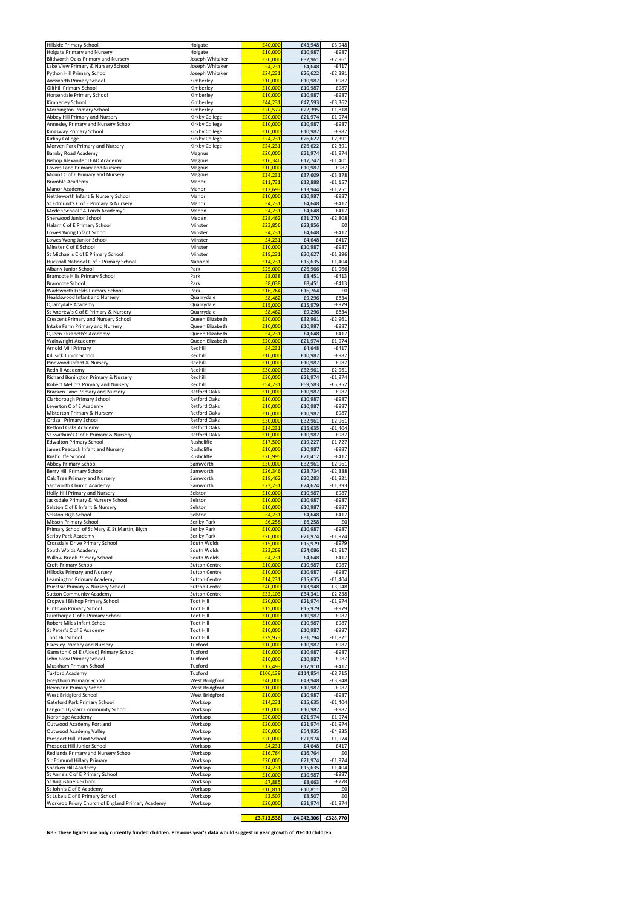| | | | | |
|---|---|---|---|---|
| Hillside Primary School | Holgate | £40,000 | £43,948 | -£3,948 |
| Holgate Primary and Nursery | Holgate | £10,000 | £10,987 | -£987 |
| Blidworth Oaks Primary and Nursery | Joseph Whitaker | £30,000 | £32,961 | -£2,961 |
| Lake View Primary & Nursery School | Joseph Whitaker | £4,231 | £4,648 | -£417 |
| Python Hill Primary School | Joseph Whitaker | £24,231 | £26,622 | -£2,391 |
| Awsworth Primary School | Kimberley | £10,000 | £10,987 | -£987 |
| Gilthill Primary School | Kimberley | £10,000 | £10,987 | -£987 |
| Horsendale Primary School | Kimberley | £10,000 | £10,987 | -£987 |
| Kimberley School | Kimberley | £44,231 | £47,593 | -£3,362 |
| Mornington Primary School | Kimberley | £20,577 | £22,395 | -£1,818 |
| Abbey Hill Primary and Nursery | Kirkby College | £20,000 | £21,974 | -£1,974 |
| Annesley Primary and Nursery School | Kirkby College | £10,000 | £10,987 | -£987 |
| Kingsway Primary School | Kirkby College | £10,000 | £10,987 | -£987 |
| Kirkby College | Kirkby College | £24,231 | £26,622 | -£2,391 |
| Morven Park Primary and Nursery | Kirkby College | £24,231 | £26,622 | -£2,391 |
| Barnby Road Academy | Magnus | £20,000 | £21,974 | -£1,974 |
| Bishop Alexander LEAD Academy | Magnus | £16,346 | £17,747 | -£1,401 |
| Lovers Lane Primary and Nursery | Magnus | £10,000 | £10,987 | -£987 |
| Mount C of E Primary and Nursery | Magnus | £34,231 | £37,609 | -£3,378 |
| Bramble Academy | Manor | £11,731 | £12,888 | -£1,157 |
| Manor Academy | Manor | £12,693 | £13,944 | -£1,251 |
| Nettleworth Infant & Nursery School | Manor | £10,000 | £10,987 | -£987 |
| St Edmund's C of E Primary & Nursery | Manor | £4,231 | £4,648 | -£417 |
| Meden School "A Torch Academy" | Meden | £4,231 | £4,648 | -£417 |
| Sherwood Junior School | Meden | £28,462 | £31,270 | -£2,808 |
| Halam C of E Primary School | Minster | £23,856 | £23,856 | £0 |
| Lowes Wong Infant School | Minster | £4,231 | £4,648 | -£417 |
| Lowes Wong Junior School | Minster | £4,231 | £4,648 | -£417 |
| Minster C of E School | Minster | £10,000 | £10,987 | -£987 |
| St Michael's C of E Primary School | Minster | £19,231 | £20,627 | -£1,396 |
| Hucknall National C of E Primary School | National | £14,231 | £15,635 | -£1,404 |
| Albany Junior School | Park | £25,000 | £26,966 | -£1,966 |
| Bramcote Hills Primary School | Park | £8,038 | £8,451 | -£413 |
| Bramcote School | Park | £8,038 | £8,451 | -£413 |
| Wadsworth Fields Primary School | Park | £16,764 | £16,764 | £0 |
| Healdswood Infant and Nursery | Quarrydale | £8,462 | £9,296 | -£834 |
| Quarrydale Academy | Quarrydale | £15,000 | £15,979 | -£979 |
| St Andrew's C of E Primary & Nursery | Quarrydale | £8,462 | £9,296 | -£834 |
| Crescent Primary and Nursery School | Queen Elizabeth | £30,000 | £32,961 | -£2,961 |
| Intake Farm Primary and Nursery | Queen Elizabeth | £10,000 | £10,987 | -£987 |
| Queen Elizabeth's Academy | Queen Elizabeth | £4,231 | £4,648 | -£417 |
| Wainwright Academy | Queen Elizabeth | £20,000 | £21,974 | -£1,974 |
| Arnold Mill Primary | Redhill | £4,231 | £4,648 | -£417 |
| Killisick Junior School | Redhill | £10,000 | £10,987 | -£987 |
| Pinewood Infant & Nursery | Redhill | £10,000 | £10,987 | -£987 |
| Redhill Academy | Redhill | £30,000 | £32,961 | -£2,961 |
| Richard Bonington Primary & Nursery | Redhill | £20,000 | £21,974 | -£1,974 |
| Robert Mellors Primary and Nursery | Redhill | £54,231 | £59,583 | -£5,352 |
| Bracken Lane Primary and Nursery | Retford Oaks | £10,000 | £10,987 | -£987 |
| Clarborough Primary School | Retford Oaks | £10,000 | £10,987 | -£987 |
| Leverton C of E Academy | Retford Oaks | £10,000 | £10,987 | -£987 |
| Misterton Primary & Nursery | Retford Oaks | £10,000 | £10,987 | -£987 |
| Ordsall Primary School | Retford Oaks | £30,000 | £32,961 | -£2,961 |
| Retford Oaks Academy | Retford Oaks | £14,231 | £15,635 | -£1,404 |
| St Swithun's C of E Primary & Nursery | Retford Oaks | £10,000 | £10,987 | -£987 |
| Edwalton Primary School | Rushcliffe | £17,500 | £19,227 | -£1,727 |
| James Peacock Infant and Nursery | Rushcliffe | £10,000 | £10,987 | -£987 |
| Rushcliffe School | Rushcliffe | £20,995 | £21,412 | -£417 |
| Abbey Primary School | Samworth | £30,000 | £32,961 | -£2,961 |
| Berry Hill Primary School | Samworth | £26,346 | £28,734 | -£2,388 |
| Oak Tree Primary and Nursery | Samworth | £18,462 | £20,283 | -£1,821 |
| Samworth Church Academy | Samworth | £23,231 | £24,624 | -£1,393 |
| Holly Hill Primary and Nursery | Selston | £10,000 | £10,987 | -£987 |
| Jacksdale Primary & Nursery School | Selston | £10,000 | £10,987 | -£987 |
| Selston C of E Infant & Nursery | Selston | £10,000 | £10,987 | -£987 |
| Selston High School | Selston | £4,231 | £4,648 | -£417 |
| Misson Primary School | Serlby Park | £6,258 | £6,258 | £0 |
| Primary School of St Mary & St Martin, Blyth | Serlby Park | £10,000 | £10,987 | -£987 |
| Serlby Park Academy | Serlby Park | £20,000 | £21,974 | -£1,974 |
| Crossdale Drive Primary School | South Wolds | £15,000 | £15,979 | -£979 |
| South Wolds Academy | South Wolds | £22,269 | £24,086 | -£1,817 |
| Willow Brook Primary School | South Wolds | £4,231 | £4,648 | -£417 |
| Croft Primary School | Sutton Centre | £10,000 | £10,987 | -£987 |
| Hillocks Primary and Nursery | Sutton Centre | £10,000 | £10,987 | -£987 |
| Leamington Primary Academy | Sutton Centre | £14,231 | £15,635 | -£1,404 |
| Priestsic Primary & Nursery School | Sutton Centre | £40,000 | £43,948 | -£3,948 |
| Sutton Community Academy | Sutton Centre | £32,103 | £34,341 | -£2,238 |
| Cropwell Bishop Primary School | Toot Hill | £20,000 | £21,974 | -£1,974 |
| Flintham Primary School | Toot Hill | £15,000 | £15,979 | -£979 |
| Gunthorpe C of E Primary School | Toot Hill | £10,000 | £10,987 | -£987 |
| Robert Miles Infant School | Toot Hill | £10,000 | £10,987 | -£987 |
| St Peter's C of E Academy | Toot Hill | £10,000 | £10,987 | -£987 |
| Toot Hill School | Toot Hill | £29,973 | £31,794 | -£1,821 |
| Elkesley Primary and Nursery | Tuxford | £10,000 | £10,987 | -£987 |
| Gamston C of E (Aided) Primary School | Tuxford | £10,000 | £10,987 | -£987 |
| John Blow Primary School | Tuxford | £10,000 | £10,987 | -£987 |
| Muskham Primary School | Tuxford | £17,493 | £17,910 | -£417 |
| Tuxford Academy | Tuxford | £106,139 | £114,854 | -£8,715 |
| Greythorn Primary School | West Bridgford | £40,000 | £43,948 | -£3,948 |
| Heymann Primary School | West Bridgford | £10,000 | £10,987 | -£987 |
| West Bridgford School | West Bridgford | £10,000 | £10,987 | -£987 |
| Gateford Park Primary School | Worksop | £14,231 | £15,635 | -£1,404 |
| Langold Dyscarr Community School | Worksop | £10,000 | £10,987 | -£987 |
| Norbridge Academy | Worksop | £20,000 | £21,974 | -£1,974 |
| Outwood Academy Portland | Worksop | £20,000 | £21,974 | -£1,974 |
| Outwood Academy Valley | Worksop | £50,000 | £54,935 | -£4,935 |
| Prospect Hill Infant School | Worksop | £20,000 | £21,974 | -£1,974 |
| Prospect Hill Junior School | Worksop | £4,231 | £4,648 | -£417 |
| Redlands Primary and Nursery School | Worksop | £16,764 | £16,764 | £0 |
| Sir Edmund Hillary Primary | Worksop | £20,000 | £21,974 | -£1,974 |
| Sparken Hill Academy | Worksop | £14,231 | £15,635 | -£1,404 |
| St Anne's C of E Primary School | Worksop | £10,000 | £10,987 | -£987 |
| St Augustine's School | Worksop | £7,885 | £8,663 | -£778 |
| St John's C of E Academy | Worksop | £10,811 | £10,811 | £0 |
| St Luke's C of E Primary School | Worksop | £3,507 | £3,507 | £0 |
| Worksop Priory Church of England Primary Academy | Worksop | £20,000 | £21,974 | -£1,974 |
| | | **£3,713,536** | **£4,042,306** | **-£328,770** |

**NB - These figures are only currently funded children. Previous year's data would suggest in year growth of 70-100 children**